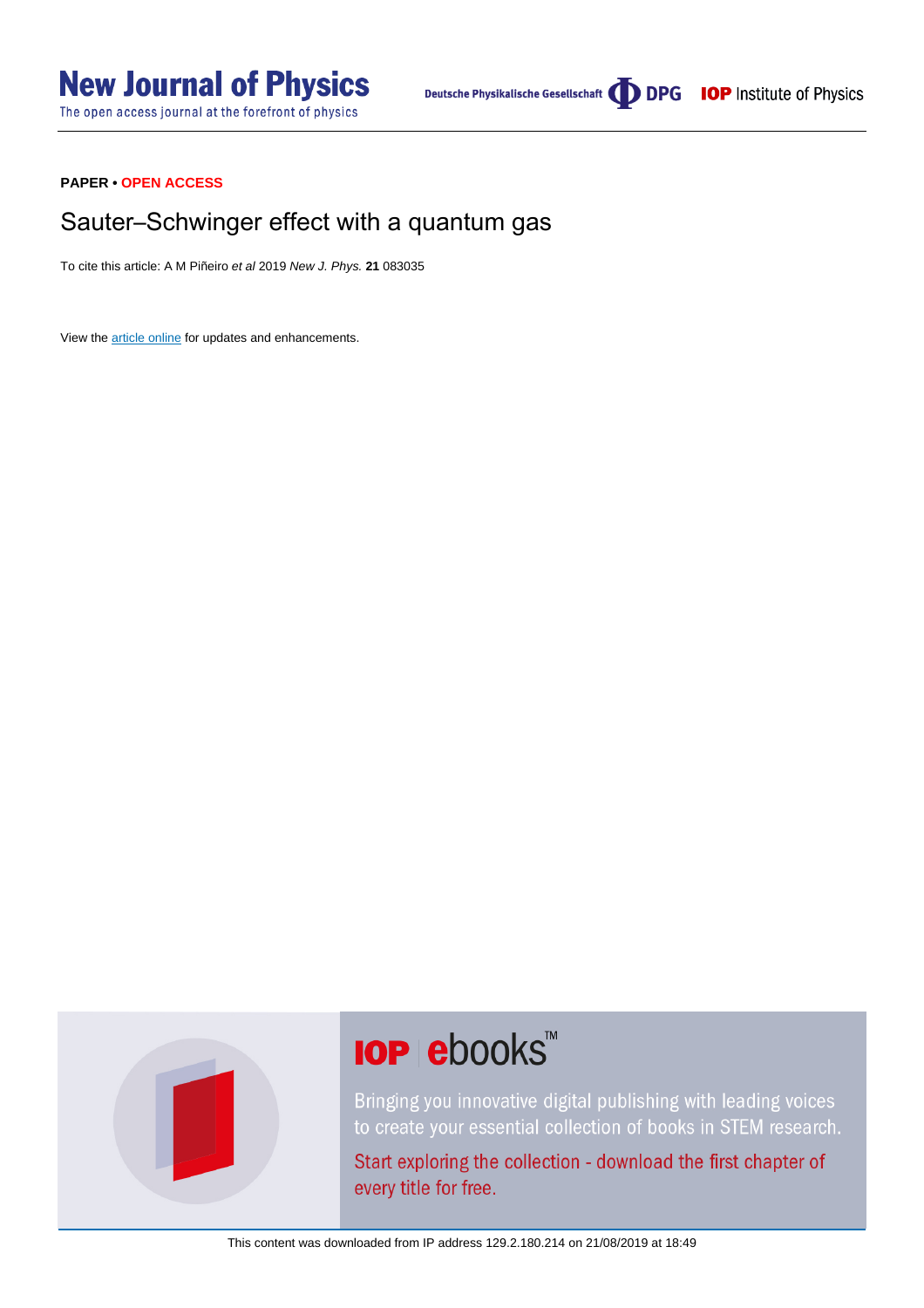**PAPER • OPEN ACCESS**

# Sauter–Schwinger effect with a quantum gas

To cite this article: A M Piñeiro *et al* 2019 *New J. Phys.* **21** 083035

View the article online for updates and enhancements.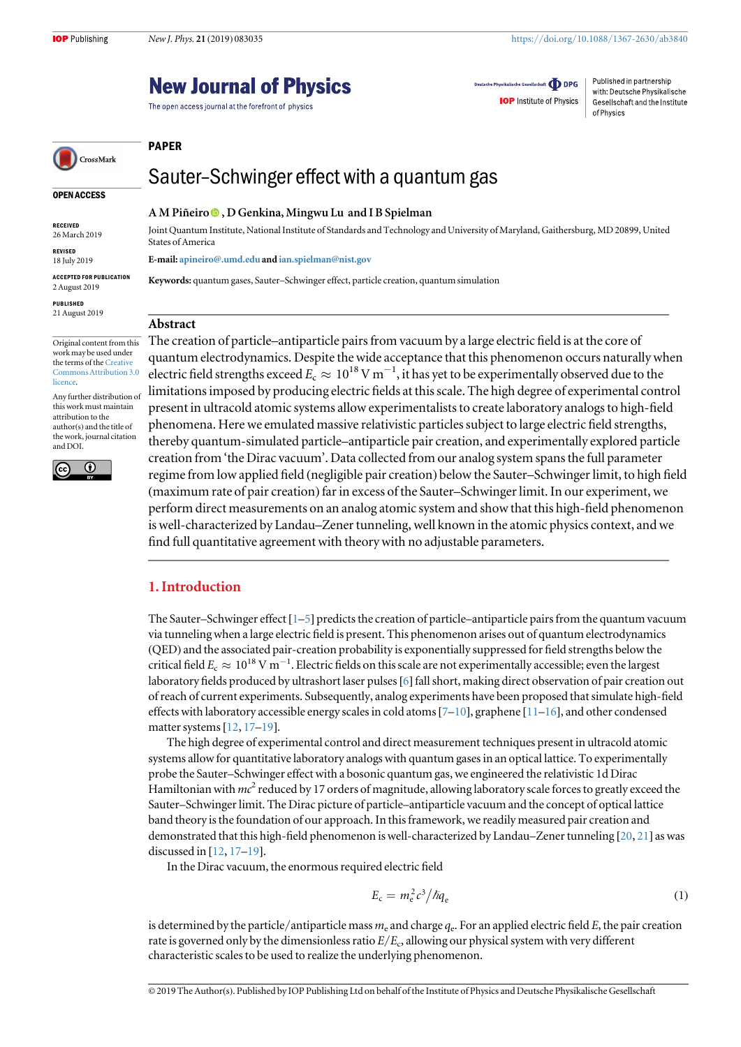**PAPER**

# Sauter–Schwinger effect with a quantum gas

**A M Piñeiro , D Genkina, Mingwu Lu and I B Spielman**

Joint Quantum Institute, National Institute of Standards and Technology and University of Maryland, Gaithersburg, MD 20899, United States of America

**E-mail:** apineiro@umd.edu and ian.spielman@nist.gov

**Keywords:** quantum gases, Sauter–Schwinger effect, particle creation, quantum simulation

OPEN ACCESS

RECEIVED
26 March 2019

REVISED
18 July 2019

ACCEPTED FOR PUBLICATION
2 August 2019

PUBLISHED
21 August 2019

Original content from this work may be used under the terms of the Creative Commons Attribution 3.0 licence.

Any further distribution of this work must maintain attribution to the author(s) and the title of the work, journal citation and DOI.

## Abstract

The creation of particle–antiparticle pairs from vacuum by a large electric field is at the core of quantum electrodynamics. Despite the wide acceptance that this phenomenon occurs naturally when electric field strengths exceed $E_c \approx 10^{18}\ \mathrm{V\ m^{-1}}$, it has yet to be experimentally observed due to the limitations imposed by producing electric fields at this scale. The high degree of experimental control present in ultracold atomic systems allow experimentalists to create laboratory analogs to high-field phenomena. Here we emulated massive relativistic particles subject to large electric field strengths, thereby quantum-simulated particle–antiparticle pair creation, and experimentally explored particle creation from 'the Dirac vacuum'. Data collected from our analog system spans the full parameter regime from low applied field (negligible pair creation) below the Sauter–Schwinger limit, to high field (maximum rate of pair creation) far in excess of the Sauter–Schwinger limit. In our experiment, we perform direct measurements on an analog atomic system and show that this high-field phenomenon is well-characterized by Landau–Zener tunneling, well known in the atomic physics context, and we find full quantitative agreement with theory with no adjustable parameters.

## 1. Introduction

The Sauter–Schwinger effect [1–5] predicts the creation of particle–antiparticle pairs from the quantum vacuum via tunneling when a large electric field is present. This phenomenon arises out of quantum electrodynamics (QED) and the associated pair-creation probability is exponentially suppressed for field strengths below the critical field $E_c \approx 10^{18}\ \mathrm{V\ m^{-1}}$. Electric fields on this scale are not experimentally accessible; even the largest laboratory fields produced by ultrashort laser pulses [6] fall short, making direct observation of pair creation out of reach of current experiments. Subsequently, analog experiments have been proposed that simulate high-field effects with laboratory accessible energy scales in cold atoms [7–10], graphene [11–16], and other condensed matter systems [12, 17–19].

The high degree of experimental control and direct measurement techniques present in ultracold atomic systems allow for quantitative laboratory analogs with quantum gases in an optical lattice. To experimentally probe the Sauter–Schwinger effect with a bosonic quantum gas, we engineered the relativistic 1d Dirac Hamiltonian with $mc^2$ reduced by 17 orders of magnitude, allowing laboratory scale forces to greatly exceed the Sauter–Schwinger limit. The Dirac picture of particle–antiparticle vacuum and the concept of optical lattice band theory is the foundation of our approach. In this framework, we readily measured pair creation and demonstrated that this high-field phenomenon is well-characterized by Landau–Zener tunneling [20, 21] as was discussed in [12, 17–19].

In the Dirac vacuum, the enormous required electric field

$$E_c = m_e^2 c^3 / \hbar q_e \tag{1}$$

is determined by the particle/antiparticle mass $m_e$ and charge $q_e$. For an applied electric field $E$, the pair creation rate is governed only by the dimensionless ratio $E/E_c$, allowing our physical system with very different characteristic scales to be used to realize the underlying phenomenon.

© 2019 The Author(s). Published by IOP Publishing Ltd on behalf of the Institute of Physics and Deutsche Physikalische Gesellschaft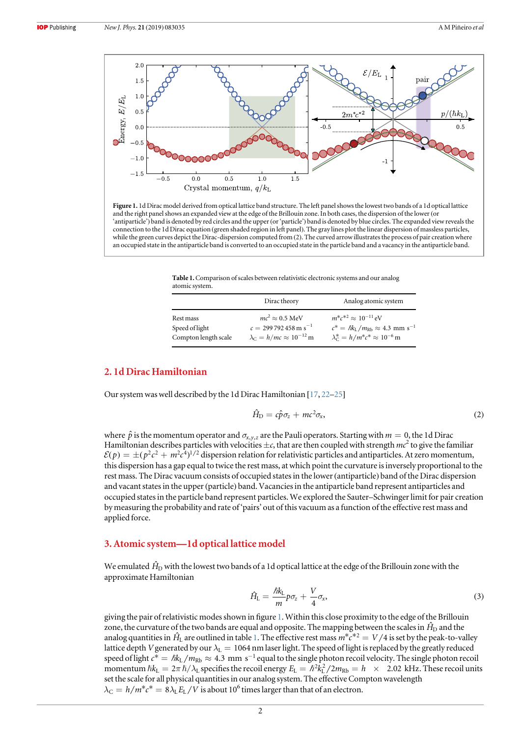**Figure 1.** 1d Dirac model derived from optical lattice band structure. The left panel shows the lowest two bands of a 1d optical lattice and the right panel shows an expanded view at the edge of the Brillouin zone. In both cases, the dispersion of the lower (or 'antiparticle') band is denoted by red circles and the upper (or 'particle') band is denoted by blue circles. The expanded view reveals the connection to the 1d Dirac equation (green shaded region in left panel). The gray lines plot the linear dispersion of massless particles, while the green curves depict the Dirac-dispersion computed from (2). The curved arrow illustrates the process of pair creation where an occupied state in the antiparticle band is converted to an occupied state in the particle band and a vacancy in the antiparticle band.

**Table 1.** Comparison of scales between relativistic electronic systems and our analog atomic system.

| | Dirac theory | Analog atomic system |
|---|---|---|
| Rest mass | $mc^2 \approx 0.5$ MeV | $m^*c^{*2} \approx 10^{-11}$ eV |
| Speed of light | $c = 299\,792\,458$ m s$^{-1}$ | $c^* = \hbar k_\mathrm{L}/m_\mathrm{Rb} \approx 4.3$ mm s$^{-1}$ |
| Compton length scale | $\lambda_\mathrm{C} = h/mc \approx 10^{-12}$ m | $\lambda_\mathrm{C}^* = h/m^*c^* \approx 10^{-6}$ m |

## 2. 1d Dirac Hamiltonian

Our system was well described by the 1d Dirac Hamiltonian [17, 22–25]

$$\hat{H}_\mathrm{D} = c\hat{p}\sigma_z + mc^2\sigma_x, \tag{2}$$

where $\hat{p}$ is the momentum operator and $\sigma_{x,y,z}$ are the Pauli operators. Starting with $m = 0$, the 1d Dirac Hamiltonian describes particles with velocities $\pm c$, that are then coupled with strength $mc^2$ to give the familiar $\mathcal{E}(p) = \pm(p^2c^2 + m^2c^4)^{1/2}$ dispersion relation for relativistic particles and antiparticles. At zero momentum, this dispersion has a gap equal to twice the rest mass, at which point the curvature is inversely proportional to the rest mass. The Dirac vacuum consists of occupied states in the lower (antiparticle) band of the Dirac dispersion and vacant states in the upper (particle) band. Vacancies in the antiparticle band represent antiparticles and occupied states in the particle band represent particles. We explored the Sauter–Schwinger limit for pair creation by measuring the probability and rate of 'pairs' out of this vacuum as a function of the effective rest mass and applied force.

## 3. Atomic system—1d optical lattice model

We emulated $\hat{H}_\mathrm{D}$ with the lowest two bands of a 1d optical lattice at the edge of the Brillouin zone with the approximate Hamiltonian

$$\hat{H}_\mathrm{L} = \frac{\hbar k_\mathrm{L}}{m}p\sigma_z + \frac{V}{4}\sigma_x, \tag{3}$$

giving the pair of relativistic modes shown in figure 1. Within this close proximity to the edge of the Brillouin zone, the curvature of the two bands are equal and opposite. The mapping between the scales in $\hat{H}_\mathrm{D}$ and the analog quantities in $\hat{H}_\mathrm{L}$ are outlined in table 1. The effective rest mass $m^*c^{*2} = V/4$ is set by the peak-to-valley lattice depth $V$ generated by our $\lambda_\mathrm{L} = 1064$ nm laser light. The speed of light is replaced by the greatly reduced speed of light $c^* = \hbar k_\mathrm{L}/m_\mathrm{Rb} \approx 4.3$ mm s$^{-1}$ equal to the single photon recoil velocity. The single photon recoil momentum $\hbar k_\mathrm{L} = 2\pi\hbar/\lambda_\mathrm{L}$ specifies the recoil energy $E_\mathrm{L} = \hbar^2k_\mathrm{L}^2/2m_\mathrm{Rb} = h \times 2.02$ kHz. These recoil units set the scale for all physical quantities in our analog system. The effective Compton wavelength $\lambda_\mathrm{C} = h/m^*c^* = 8\lambda_\mathrm{L}E_\mathrm{L}/V$ is about $10^6$ times larger than that of an electron.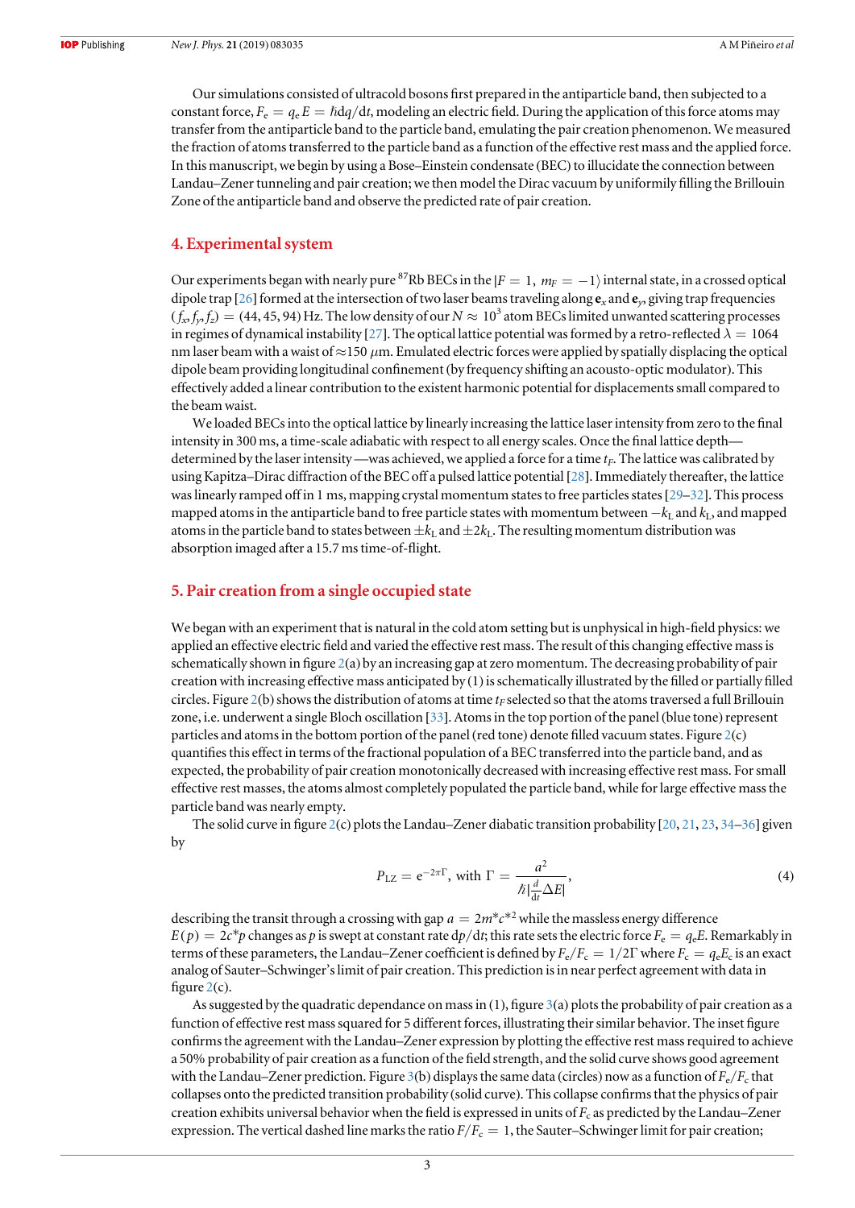Our simulations consisted of ultracold bosons first prepared in the antiparticle band, then subjected to a constant force, $F_e = q_e E = \hbar dq/dt$, modeling an electric field. During the application of this force atoms may transfer from the antiparticle band to the particle band, emulating the pair creation phenomenon. We measured the fraction of atoms transferred to the particle band as a function of the effective rest mass and the applied force. In this manuscript, we begin by using a Bose–Einstein condensate (BEC) to illucidate the connection between Landau–Zener tunneling and pair creation; we then model the Dirac vacuum by uniformly filling the Brillouin Zone of the antiparticle band and observe the predicted rate of pair creation.

## 4. Experimental system

Our experiments began with nearly pure $^{87}$Rb BECs in the $|F = 1, m_F = -1\rangle$ internal state, in a crossed optical dipole trap [26] formed at the intersection of two laser beams traveling along $\mathbf{e}_x$ and $\mathbf{e}_y$, giving trap frequencies $(f_x, f_y, f_z) = (44, 45, 94)$ Hz. The low density of our $N \approx 10^3$ atom BECs limited unwanted scattering processes in regimes of dynamical instability [27]. The optical lattice potential was formed by a retro-reflected $\lambda = 1064$ nm laser beam with a waist of $\approx 150$ $\mu$m. Emulated electric forces were applied by spatially displacing the optical dipole beam providing longitudinal confinement (by frequency shifting an acousto-optic modulator). This effectively added a linear contribution to the existent harmonic potential for displacements small compared to the beam waist.

We loaded BECs into the optical lattice by linearly increasing the lattice laser intensity from zero to the final intensity in 300 ms, a time-scale adiabatic with respect to all energy scales. Once the final lattice depth—determined by the laser intensity—was achieved, we applied a force for a time $t_F$. The lattice was calibrated by using Kapitza–Dirac diffraction of the BEC off a pulsed lattice potential [28]. Immediately thereafter, the lattice was linearly ramped off in 1 ms, mapping crystal momentum states to free particles states [29–32]. This process mapped atoms in the antiparticle band to free particle states with momentum between $-k_L$ and $k_L$, and mapped atoms in the particle band to states between $\pm k_L$ and $\pm 2k_L$. The resulting momentum distribution was absorption imaged after a 15.7 ms time-of-flight.

## 5. Pair creation from a single occupied state

We began with an experiment that is natural in the cold atom setting but is unphysical in high-field physics: we applied an effective electric field and varied the effective rest mass. The result of this changing effective mass is schematically shown in figure 2(a) by an increasing gap at zero momentum. The decreasing probability of pair creation with increasing effective mass anticipated by (1) is schematically illustrated by the filled or partially filled circles. Figure 2(b) shows the distribution of atoms at time $t_F$ selected so that the atoms traversed a full Brillouin zone, i.e. underwent a single Bloch oscillation [33]. Atoms in the top portion of the panel (blue tone) represent particles and atoms in the bottom portion of the panel (red tone) denote filled vacuum states. Figure 2(c) quantifies this effect in terms of the fractional population of a BEC transferred into the particle band, and as expected, the probability of pair creation monotonically decreased with increasing effective rest mass. For small effective rest masses, the atoms almost completely populated the particle band, while for large effective mass the particle band was nearly empty.

The solid curve in figure 2(c) plots the Landau–Zener diabatic transition probability [20, 21, 23, 34–36] given by

$$P_{LZ} = e^{-2\pi\Gamma}, \text{ with } \Gamma = \frac{a^2}{\hbar|\frac{d}{dt}\Delta E|}, \tag{4}$$

describing the transit through a crossing with gap $a = 2m^* c^{*2}$ while the massless energy difference $E(p) = 2c^* p$ changes as $p$ is swept at constant rate $dp/dt$; this rate sets the electric force $F_e = q_e E$. Remarkably in terms of these parameters, the Landau–Zener coefficient is defined by $F_e/F_c = 1/2\Gamma$ where $F_c = q_e E_c$ is an exact analog of Sauter–Schwinger's limit of pair creation. This prediction is in near perfect agreement with data in figure 2(c).

As suggested by the quadratic dependance on mass in (1), figure 3(a) plots the probability of pair creation as a function of effective rest mass squared for 5 different forces, illustrating their similar behavior. The inset figure confirms the agreement with the Landau–Zener expression by plotting the effective rest mass required to achieve a 50% probability of pair creation as a function of the field strength, and the solid curve shows good agreement with the Landau–Zener prediction. Figure 3(b) displays the same data (circles) now as a function of $F_e/F_c$ that collapses onto the predicted transition probability (solid curve). This collapse confirms that the physics of pair creation exhibits universal behavior when the field is expressed in units of $F_c$ as predicted by the Landau–Zener expression. The vertical dashed line marks the ratio $F/F_c = 1$, the Sauter–Schwinger limit for pair creation;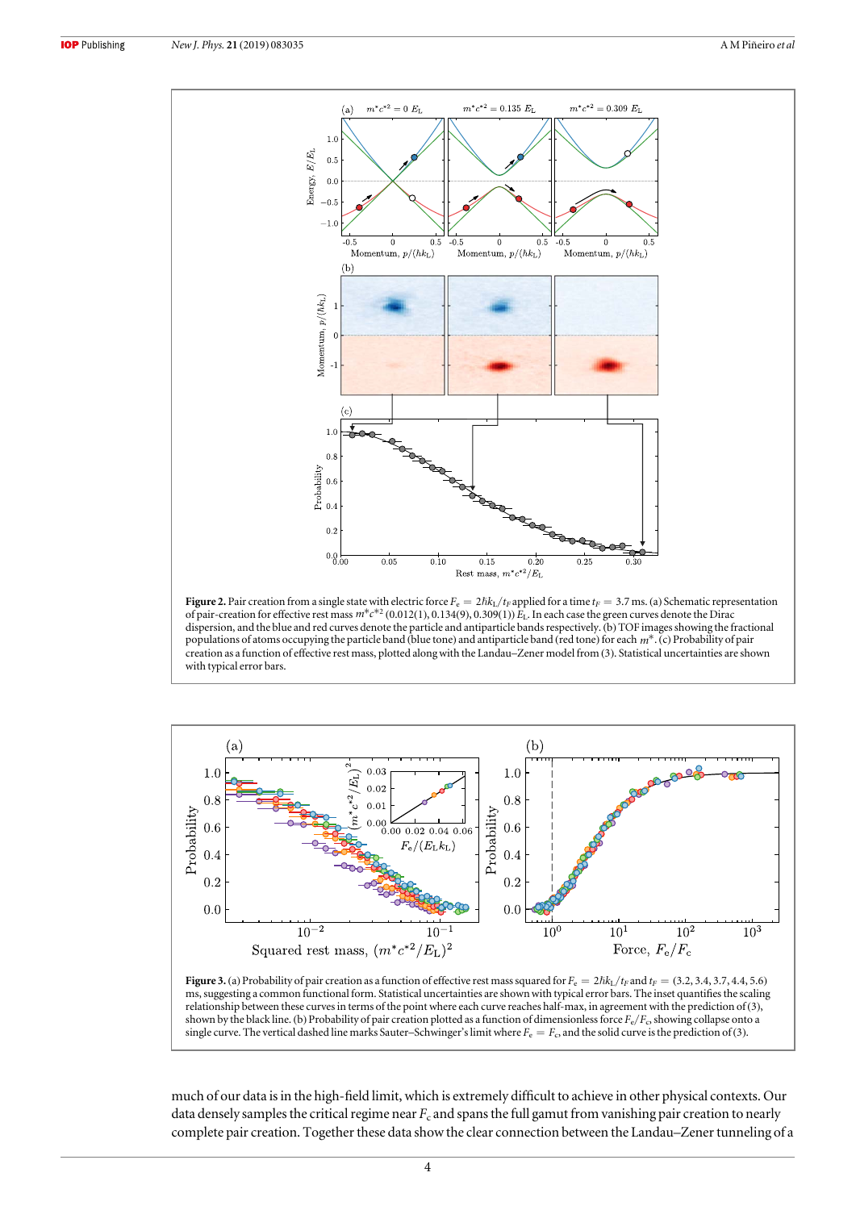**Figure 2.** Pair creation from a single state with electric force $F_e = 2\hbar k_L/t_F$ applied for a time $t_F = 3.7$ ms. (a) Schematic representation of pair-creation for effective rest mass $m^* c^{*2}$ (0.012(1), 0.134(9), 0.309(1)) $E_L$. In each case the green curves denote the Dirac dispersion, and the blue and red curves denote the particle and antiparticle bands respectively. (b) TOF images showing the fractional populations of atoms occupying the particle band (blue tone) and antiparticle band (red tone) for each $m^*$. (c) Probability of pair creation as a function of effective rest mass, plotted along with the Landau–Zener model from (3). Statistical uncertainties are shown with typical error bars.

**Figure 3.** (a) Probability of pair creation as a function of effective rest mass squared for $F_e = 2\hbar k_L/t_F$ and $t_F = (3.2, 3.4, 3.7, 4.4, 5.6)$ ms, suggesting a common functional form. Statistical uncertainties are shown with typical error bars. The inset quantifies the scaling relationship between these curves in terms of the point where each curve reaches half-max, in agreement with the prediction of (3), shown by the black line. (b) Probability of pair creation plotted as a function of dimensionless force $F_e/F_c$, showing collapse onto a single curve. The vertical dashed line marks Sauter–Schwinger's limit where $F_e = F_c$, and the solid curve is the prediction of (3).

much of our data is in the high-field limit, which is extremely difficult to achieve in other physical contexts. Our data densely samples the critical regime near $F_c$ and spans the full gamut from vanishing pair creation to nearly complete pair creation. Together these data show the clear connection between the Landau–Zener tunneling of a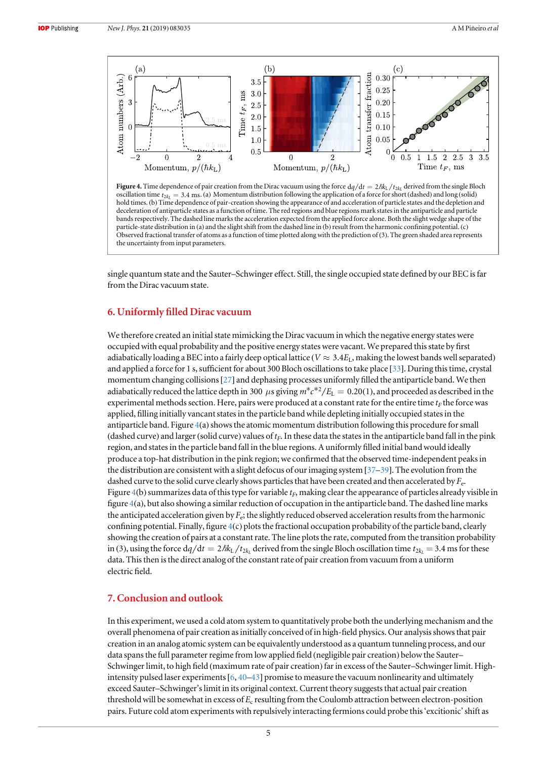**Figure 4.** Time dependence of pair creation from the Dirac vacuum using the force $dq/dt = 2\hbar k_L/t_{2k_L}$ derived from the single Bloch oscillation time $t_{2k_L} = 3.4$ ms. (a) Momentum distribution following the application of a force for short (dashed) and long (solid) hold times. (b) Time dependence of pair-creation showing the appearance of and acceleration of particle states and the depletion and deceleration of antiparticle states as a function of time. The red regions and blue regions mark states in the antiparticle and particle bands respectively. The dashed line marks the acceleration expected from the applied force alone. Both the slight wedge shape of the particle-state distribution in (a) and the slight shift from the dashed line in (b) result from the harmonic confining potential. (c) Observed fractional transfer of atoms as a function of time plotted along with the prediction of (3). The green shaded area represents the uncertainty from input parameters.

single quantum state and the Sauter–Schwinger effect. Still, the single occupied state defined by our BEC is far from the Dirac vacuum state.

## 6. Uniformly filled Dirac vacuum

We therefore created an initial state mimicking the Dirac vacuum in which the negative energy states were occupied with equal probability and the positive energy states were vacant. We prepared this state by first adiabatically loading a BEC into a fairly deep optical lattice ($V \approx 3.4E_L$, making the lowest bands well separated) and applied a force for 1 s, sufficient for about 300 Bloch oscillations to take place [33]. During this time, crystal momentum changing collisions [27] and dephasing processes uniformly filled the antiparticle band. We then adiabatically reduced the lattice depth in 300 $\mu$s giving $m^*c^{*2}/E_L = 0.20(1)$, and proceeded as described in the experimental methods section. Here, pairs were produced at a constant rate for the entire time $t_F$ the force was applied, filling initially vacant states in the particle band while depleting initially occupied states in the antiparticle band. Figure 4(a) shows the atomic momentum distribution following this procedure for small (dashed curve) and larger (solid curve) values of $t_F$. In these data the states in the antiparticle band fall in the pink region, and states in the particle band fall in the blue regions. A uniformly filled initial band would ideally produce a top-hat distribution in the pink region; we confirmed that the observed time-independent peaks in the distribution are consistent with a slight defocus of our imaging system [37–39]. The evolution from the dashed curve to the solid curve clearly shows particles that have been created and then accelerated by $F_e$. Figure 4(b) summarizes data of this type for variable $t_F$, making clear the appearance of particles already visible in figure 4(a), but also showing a similar reduction of occupation in the antiparticle band. The dashed line marks the anticipated acceleration given by $F_e$; the slightly reduced observed acceleration results from the harmonic confining potential. Finally, figure 4(c) plots the fractional occupation probability of the particle band, clearly showing the creation of pairs at a constant rate. The line plots the rate, computed from the transition probability in (3), using the force $dq/dt = 2\hbar k_L/t_{2k_L}$ derived from the single Bloch oscillation time $t_{2k_L} = 3.4$ ms for these data. This then is the direct analog of the constant rate of pair creation from vacuum from a uniform electric field.

## 7. Conclusion and outlook

In this experiment, we used a cold atom system to quantitatively probe both the underlying mechanism and the overall phenomena of pair creation as initially conceived of in high-field physics. Our analysis shows that pair creation in an analog atomic system can be equivalently understood as a quantum tunneling process, and our data spans the full parameter regime from low applied field (negligible pair creation) below the Sauter–Schwinger limit, to high field (maximum rate of pair creation) far in excess of the Sauter–Schwinger limit. High-intensity pulsed laser experiments [6, 40–43] promise to measure the vacuum nonlinearity and ultimately exceed Sauter–Schwinger's limit in its original context. Current theory suggests that actual pair creation threshold will be somewhat in excess of $E_c$ resulting from the Coulomb attraction between electron-position pairs. Future cold atom experiments with repulsively interacting fermions could probe this 'excitionic' shift as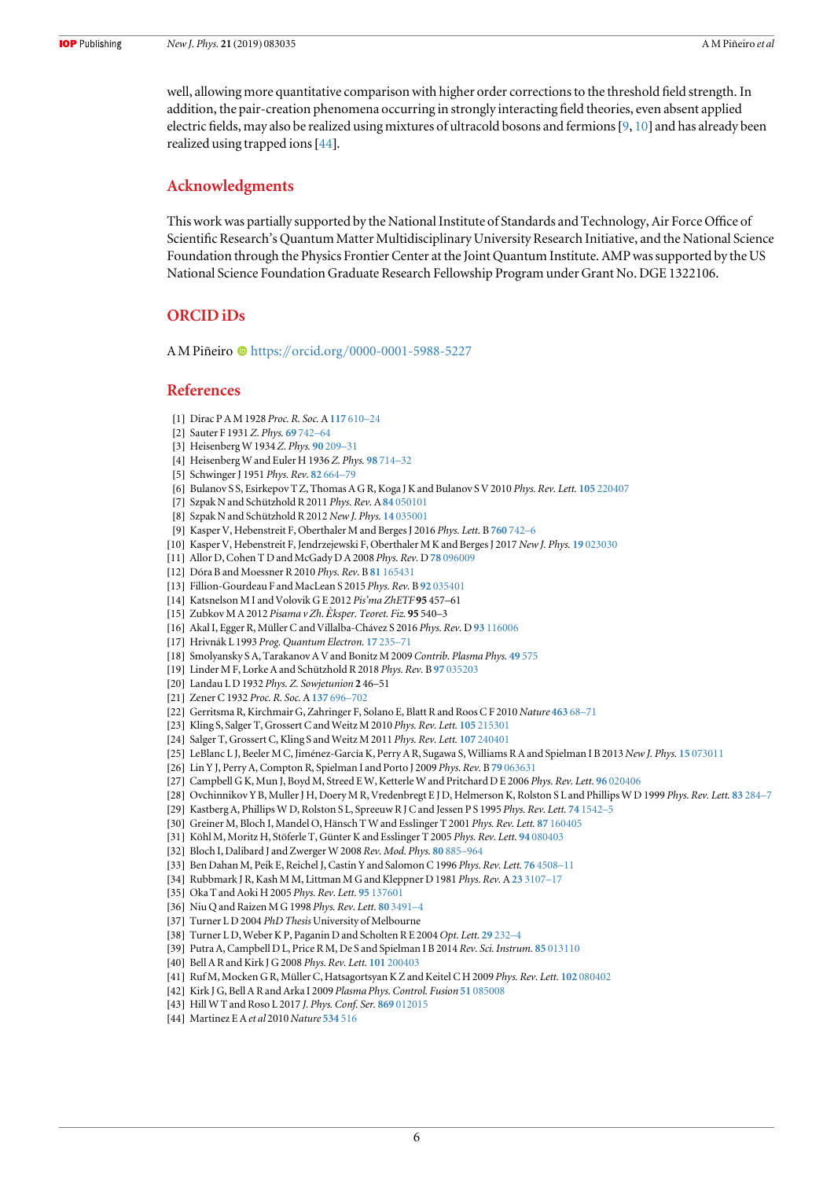well, allowing more quantitative comparison with higher order corrections to the threshold field strength. In addition, the pair-creation phenomena occurring in strongly interacting field theories, even absent applied electric fields, may also be realized using mixtures of ultracold bosons and fermions [9, 10] and has already been realized using trapped ions [44].

## Acknowledgments

This work was partially supported by the National Institute of Standards and Technology, Air Force Office of Scientific Research's Quantum Matter Multidisciplinary University Research Initiative, and the National Science Foundation through the Physics Frontier Center at the Joint Quantum Institute. AMP was supported by the US National Science Foundation Graduate Research Fellowship Program under Grant No. DGE 1322106.

## ORCID iDs

A M Piñeiro https://orcid.org/0000-0001-5988-5227

## References

[1] Dirac P A M 1928 *Proc. R. Soc.* A **117** 610–24
[2] Sauter F 1931 *Z. Phys.* **69** 742–64
[3] Heisenberg W 1934 *Z. Phys.* **90** 209–31
[4] Heisenberg W and Euler H 1936 *Z. Phys.* **98** 714–32
[5] Schwinger J 1951 *Phys. Rev.* **82** 664–79
[6] Bulanov S S, Esirkepov T Z, Thomas A G R, Koga J K and Bulanov S V 2010 *Phys. Rev. Lett.* **105** 220407
[7] Szpak N and Schützhold R 2011 *Phys. Rev.* A **84** 050101
[8] Szpak N and Schützhold R 2012 *New J. Phys.* **14** 035001
[9] Kasper V, Hebenstreit F, Oberthaler M and Berges J 2016 *Phys. Lett.* B **760** 742–6
[10] Kasper V, Hebenstreit F, Jendrzejewski F, Oberthaler M K and Berges J 2017 *New J. Phys.* **19** 023030
[11] Allor D, Cohen T D and McGady D A 2008 *Phys. Rev.* D **78** 096009
[12] Dóra B and Moessner R 2010 *Phys. Rev.* B **81** 165431
[13] Fillion-Gourdeau F and MacLean S 2015 *Phys. Rev.* B **92** 035401
[14] Katsnelson M I and Volovik G E 2012 *Pis'ma ZhETF* **95** 457–61
[15] Zubkov M A 2012 *Pisama v Zh. Èksper. Teoret. Fiz.* **95** 540–3
[16] Akal I, Egger R, Müller C and Villalba-Chávez S 2016 *Phys. Rev.* D **93** 116006
[17] Hrivnák L 1993 *Prog. Quantum Electron.* **17** 235–71
[18] Smolyansky S A, Tarakanov A V and Bonitz M 2009 *Contrib. Plasma Phys.* **49** 575
[19] Linder M F, Lorke A and Schützhold R 2018 *Phys. Rev.* B **97** 035203
[20] Landau L D 1932 *Phys. Z. Sowjetunion* **2** 46–51
[21] Zener C 1932 *Proc. R. Soc.* A **137** 696–702
[22] Gerritsma R, Kirchmair G, Zahringer F, Solano E, Blatt R and Roos C F 2010 *Nature* **463** 68–71
[23] Kling S, Salger T, Grossert C and Weitz M 2010 *Phys. Rev. Lett.* **105** 215301
[24] Salger T, Grossert C, Kling S and Weitz M 2011 *Phys. Rev. Lett.* **107** 240401
[25] LeBlanc L J, Beeler M C, Jiménez-García K, Perry A R, Sugawa S, Williams R A and Spielman I B 2013 *New J. Phys.* **15** 073011
[26] Lin Y J, Perry A, Compton R, Spielman I and Porto J 2009 *Phys. Rev.* B **79** 063631
[27] Campbell G K, Mun J, Boyd M, Streed E W, Ketterle W and Pritchard D E 2006 *Phys. Rev. Lett.* **96** 020406
[28] Ovchinnikov Y B, Muller J H, Doery M R, Vredenbregt E J D, Helmerson K, Rolston S L and Phillips W D 1999 *Phys. Rev. Lett.* **83** 284–7
[29] Kastberg A, Phillips W D, Rolston S L, Spreeuw R J C and Jessen P S 1995 *Phys. Rev. Lett.* **74** 1542–5
[30] Greiner M, Bloch I, Mandel O, Hänsch T W and Esslinger T 2001 *Phys. Rev. Lett.* **87** 160405
[31] Köhl M, Moritz H, Stöferle T, Günter K and Esslinger T 2005 *Phys. Rev. Lett.* **94** 080403
[32] Bloch I, Dalibard J and Zwerger W 2008 *Rev. Mod. Phys.* **80** 885–964
[33] Ben Dahan M, Peik E, Reichel J, Castin Y and Salomon C 1996 *Phys. Rev. Lett.* **76** 4508–11
[34] Rubbmark J R, Kash M M, Littman M G and Kleppner D 1981 *Phys. Rev.* A **23** 3107–17
[35] Oka T and Aoki H 2005 *Phys. Rev. Lett.* **95** 137601
[36] Niu Q and Raizen M G 1998 *Phys. Rev. Lett.* **80** 3491–4
[37] Turner L D 2004 *PhD Thesis* University of Melbourne
[38] Turner L D, Weber K P, Paganin D and Scholten R E 2004 *Opt. Lett.* **29** 232–4
[39] Putra A, Campbell D L, Price R M, De S and Spielman I B 2014 *Rev. Sci. Instrum.* **85** 013110
[40] Bell A R and Kirk J G 2008 *Phys. Rev. Lett.* **101** 200403
[41] Ruf M, Mocken G R, Müller C, Hatsagortsyan K Z and Keitel C H 2009 *Phys. Rev. Lett.* **102** 080402
[42] Kirk J G, Bell A R and Arka I 2009 *Plasma Phys. Control. Fusion* **51** 085008
[43] Hill W T and Roso L 2017 *J. Phys. Conf. Ser.* **869** 012015
[44] Martinez E A *et al* 2010 *Nature* **534** 516